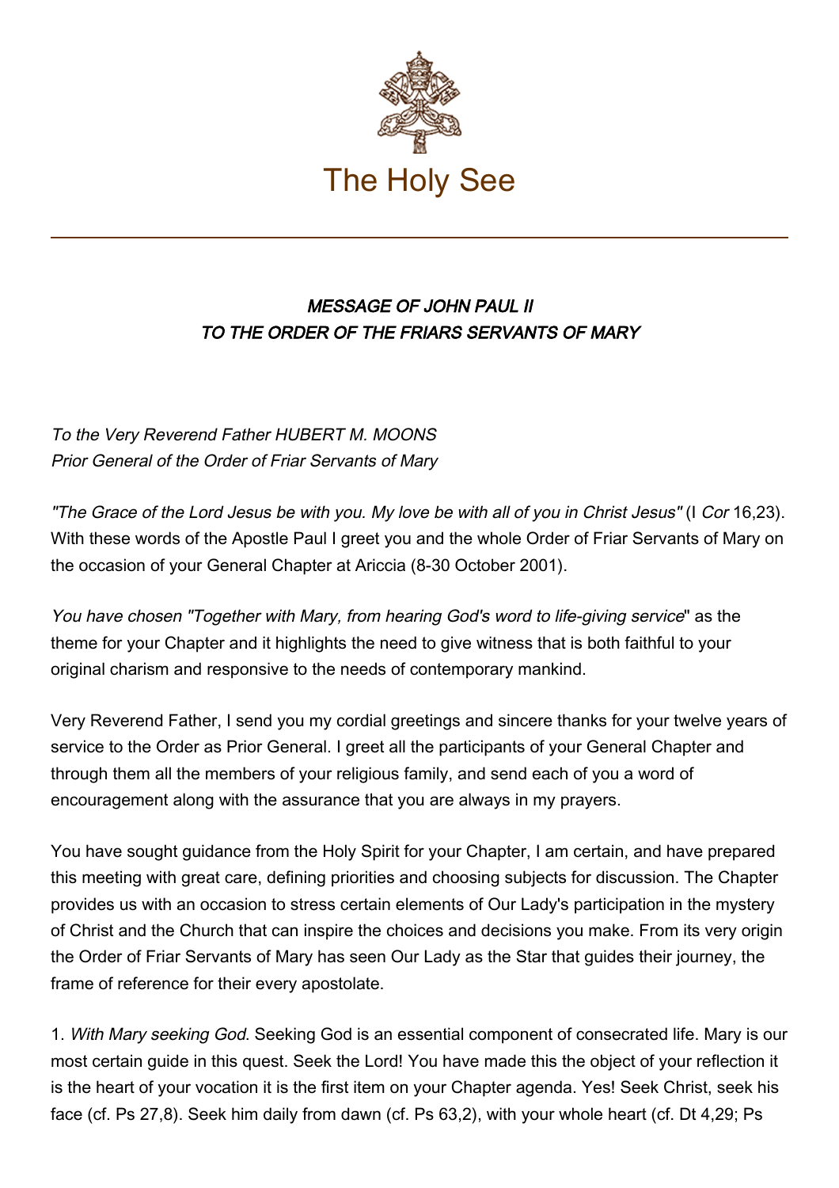# The Holy See

## *MESSAGE OF JOHN PAUL II TO THE ORDER OF THE FRIARS SERVANTS OF MARY*

*To the Very Reverend Father HUBERT M. MOONS*
*Prior General of the Order of Friar Servants of Mary*

*"The Grace of the Lord Jesus be with you. My love be with all of you in Christ Jesus"* (I *Cor* 16,23). With these words of the Apostle Paul I greet you and the whole Order of Friar Servants of Mary on the occasion of your General Chapter at Ariccia (8-30 October 2001).

*You have chosen "Together with Mary, from hearing God's word to life-giving service*" as the theme for your Chapter and it highlights the need to give witness that is both faithful to your original charism and responsive to the needs of contemporary mankind.

Very Reverend Father, I send you my cordial greetings and sincere thanks for your twelve years of service to the Order as Prior General. I greet all the participants of your General Chapter and through them all the members of your religious family, and send each of you a word of encouragement along with the assurance that you are always in my prayers.

You have sought guidance from the Holy Spirit for your Chapter, I am certain, and have prepared this meeting with great care, defining priorities and choosing subjects for discussion. The Chapter provides us with an occasion to stress certain elements of Our Lady's participation in the mystery of Christ and the Church that can inspire the choices and decisions you make. From its very origin the Order of Friar Servants of Mary has seen Our Lady as the Star that guides their journey, the frame of reference for their every apostolate.

1. *With Mary seeking God*. Seeking God is an essential component of consecrated life. Mary is our most certain guide in this quest. Seek the Lord! You have made this the object of your reflection it is the heart of your vocation it is the first item on your Chapter agenda. Yes! Seek Christ, seek his face (cf. Ps 27,8). Seek him daily from dawn (cf. Ps 63,2), with your whole heart (cf. Dt 4,29; Ps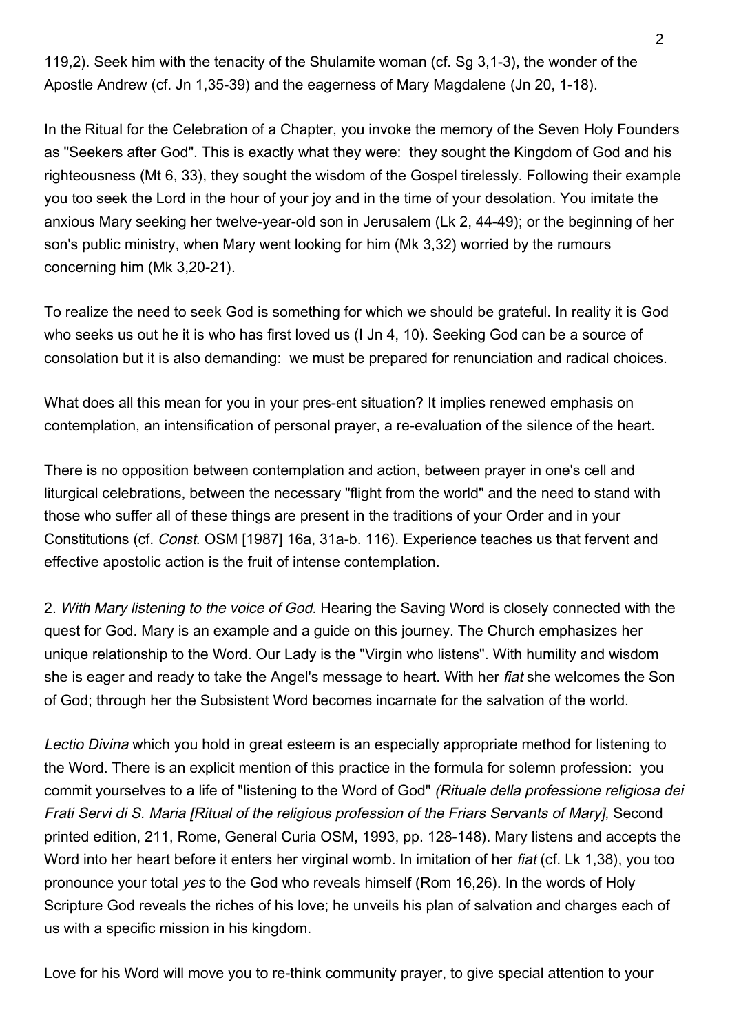119,2). Seek him with the tenacity of the Shulamite woman (cf. Sg 3,1-3), the wonder of the Apostle Andrew (cf. Jn 1,35-39) and the eagerness of Mary Magdalene (Jn 20, 1-18).

In the Ritual for the Celebration of a Chapter, you invoke the memory of the Seven Holy Founders as "Seekers after God". This is exactly what they were: they sought the Kingdom of God and his righteousness (Mt 6, 33), they sought the wisdom of the Gospel tirelessly. Following their example you too seek the Lord in the hour of your joy and in the time of your desolation. You imitate the anxious Mary seeking her twelve-year-old son in Jerusalem (Lk 2, 44-49); or the beginning of her son's public ministry, when Mary went looking for him (Mk 3,32) worried by the rumours concerning him (Mk 3,20-21).

To realize the need to seek God is something for which we should be grateful. In reality it is God who seeks us out he it is who has first loved us (I Jn 4, 10). Seeking God can be a source of consolation but it is also demanding: we must be prepared for renunciation and radical choices.

What does all this mean for you in your pres-ent situation? It implies renewed emphasis on contemplation, an intensification of personal prayer, a re-evaluation of the silence of the heart.

There is no opposition between contemplation and action, between prayer in one's cell and liturgical celebrations, between the necessary "flight from the world" and the need to stand with those who suffer all of these things are present in the traditions of your Order and in your Constitutions (cf. *Const*. OSM [1987] 16a, 31a-b. 116). Experience teaches us that fervent and effective apostolic action is the fruit of intense contemplation.

2. *With Mary listening to the voice of God*. Hearing the Saving Word is closely connected with the quest for God. Mary is an example and a guide on this journey. The Church emphasizes her unique relationship to the Word. Our Lady is the "Virgin who listens". With humility and wisdom she is eager and ready to take the Angel's message to heart. With her *fiat* she welcomes the Son of God; through her the Subsistent Word becomes incarnate for the salvation of the world.

*Lectio Divina* which you hold in great esteem is an especially appropriate method for listening to the Word. There is an explicit mention of this practice in the formula for solemn profession: you commit yourselves to a life of "listening to the Word of God" *(Rituale della professione religiosa dei Frati Servi di S. Maria [Ritual of the religious profession of the Friars Servants of Mary],* Second printed edition, 211, Rome, General Curia OSM, 1993, pp. 128-148). Mary listens and accepts the Word into her heart before it enters her virginal womb. In imitation of her *fiat* (cf. Lk 1,38), you too pronounce your total *yes* to the God who reveals himself (Rom 16,26). In the words of Holy Scripture God reveals the riches of his love; he unveils his plan of salvation and charges each of us with a specific mission in his kingdom.

Love for his Word will move you to re-think community prayer, to give special attention to your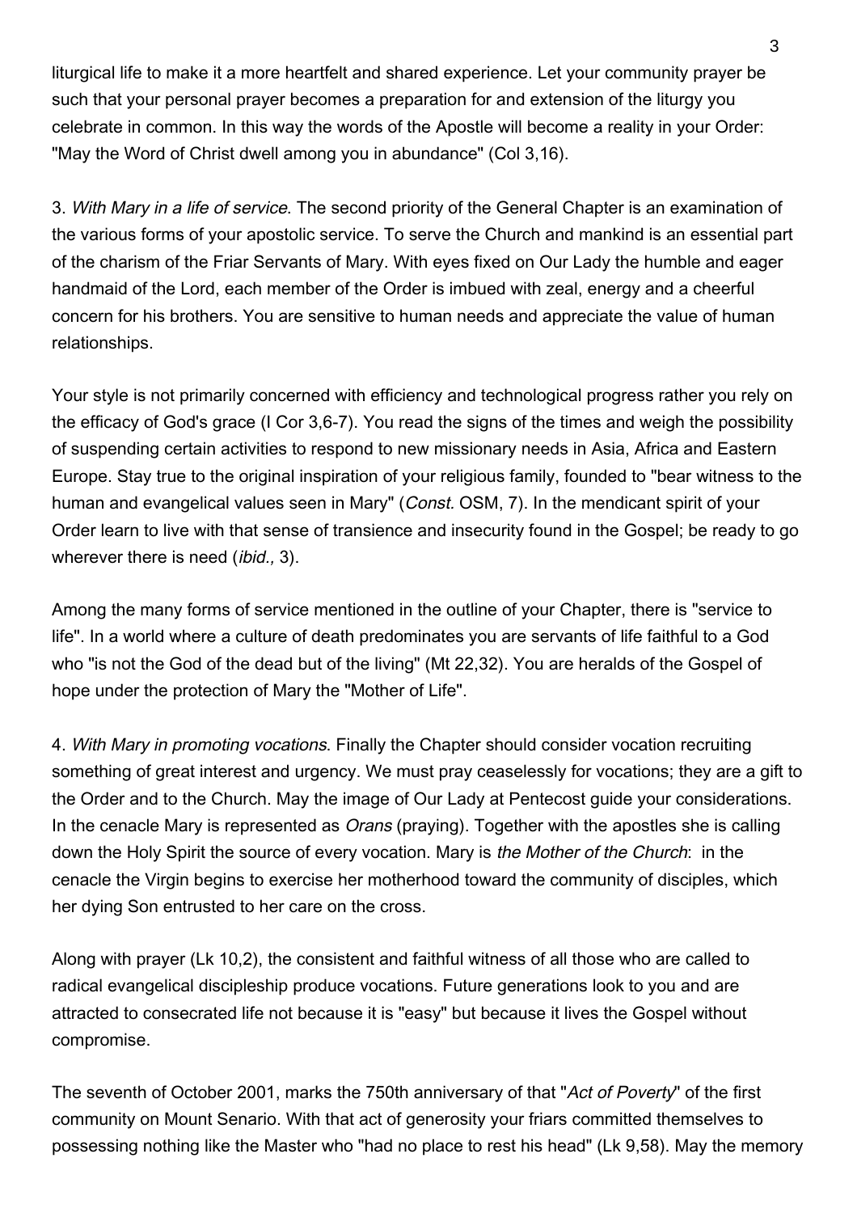liturgical life to make it a more heartfelt and shared experience. Let your community prayer be such that your personal prayer becomes a preparation for and extension of the liturgy you celebrate in common. In this way the words of the Apostle will become a reality in your Order: "May the Word of Christ dwell among you in abundance" (Col 3,16).

3. *With Mary in a life of service*. The second priority of the General Chapter is an examination of the various forms of your apostolic service. To serve the Church and mankind is an essential part of the charism of the Friar Servants of Mary. With eyes fixed on Our Lady the humble and eager handmaid of the Lord, each member of the Order is imbued with zeal, energy and a cheerful concern for his brothers. You are sensitive to human needs and appreciate the value of human relationships.

Your style is not primarily concerned with efficiency and technological progress rather you rely on the efficacy of God's grace (I Cor 3,6-7). You read the signs of the times and weigh the possibility of suspending certain activities to respond to new missionary needs in Asia, Africa and Eastern Europe. Stay true to the original inspiration of your religious family, founded to "bear witness to the human and evangelical values seen in Mary" (*Const.* OSM, 7). In the mendicant spirit of your Order learn to live with that sense of transience and insecurity found in the Gospel; be ready to go wherever there is need (*ibid.,* 3).

Among the many forms of service mentioned in the outline of your Chapter, there is "service to life". In a world where a culture of death predominates you are servants of life faithful to a God who "is not the God of the dead but of the living" (Mt 22,32). You are heralds of the Gospel of hope under the protection of Mary the "Mother of Life".

4. *With Mary in promoting vocations*. Finally the Chapter should consider vocation recruiting something of great interest and urgency. We must pray ceaselessly for vocations; they are a gift to the Order and to the Church. May the image of Our Lady at Pentecost guide your considerations. In the cenacle Mary is represented as *Orans* (praying). Together with the apostles she is calling down the Holy Spirit the source of every vocation. Mary is *the Mother of the Church*: in the cenacle the Virgin begins to exercise her motherhood toward the community of disciples, which her dying Son entrusted to her care on the cross.

Along with prayer (Lk 10,2), the consistent and faithful witness of all those who are called to radical evangelical discipleship produce vocations. Future generations look to you and are attracted to consecrated life not because it is "easy" but because it lives the Gospel without compromise.

The seventh of October 2001, marks the 750th anniversary of that "*Act of Poverty*" of the first community on Mount Senario. With that act of generosity your friars committed themselves to possessing nothing like the Master who "had no place to rest his head" (Lk 9,58). May the memory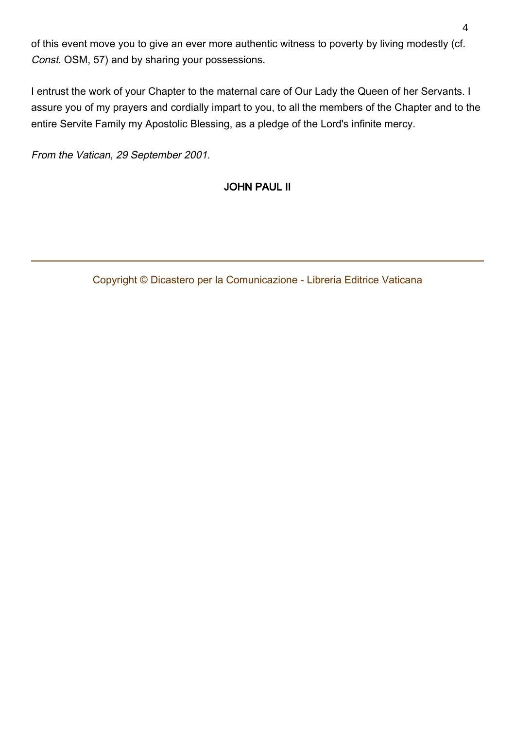of this event move you to give an ever more authentic witness to poverty by living modestly (cf. *Const.* OSM, 57) and by sharing your possessions.

I entrust the work of your Chapter to the maternal care of Our Lady the Queen of her Servants. I assure you of my prayers and cordially impart to you, to all the members of the Chapter and to the entire Servite Family my Apostolic Blessing, as a pledge of the Lord's infinite mercy.

*From the Vatican, 29 September 2001.*

**JOHN PAUL II**

---

Copyright © Dicastero per la Comunicazione - Libreria Editrice Vaticana